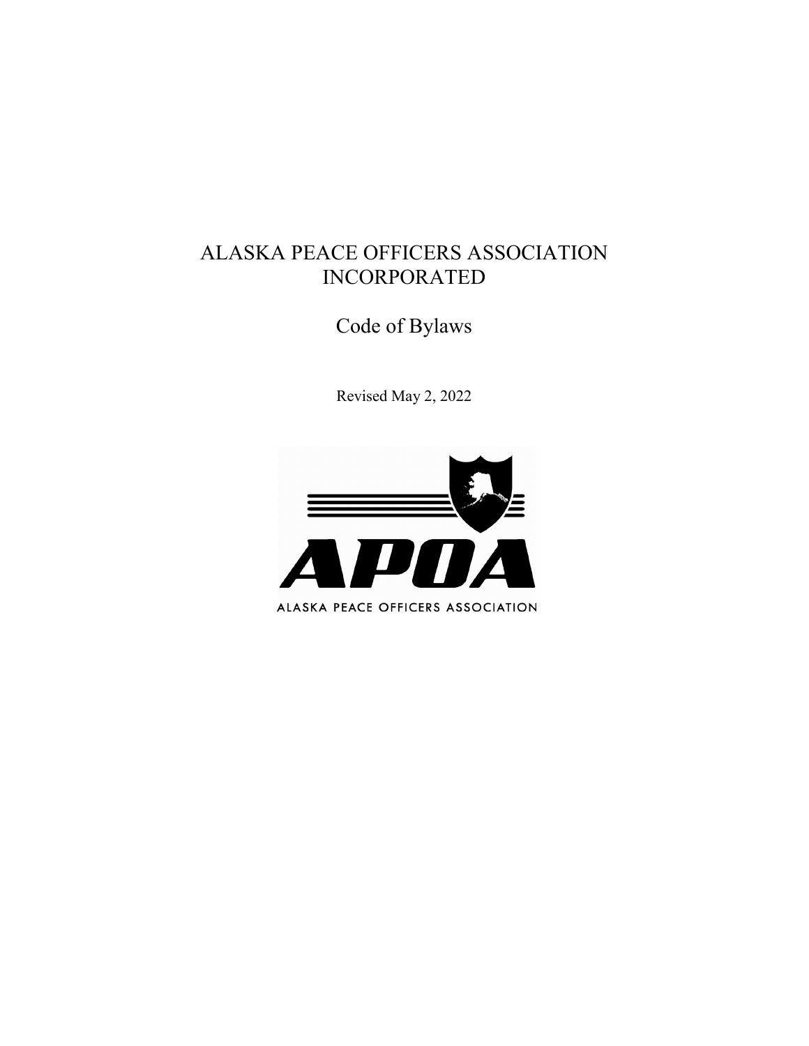# ALASKA PEACE OFFICERS ASSOCIATION INCORPORATED

## Code of Bylaws

Revised May 2, 2022

APOA

ALASKA PEACE OFFICERS ASSOCIATION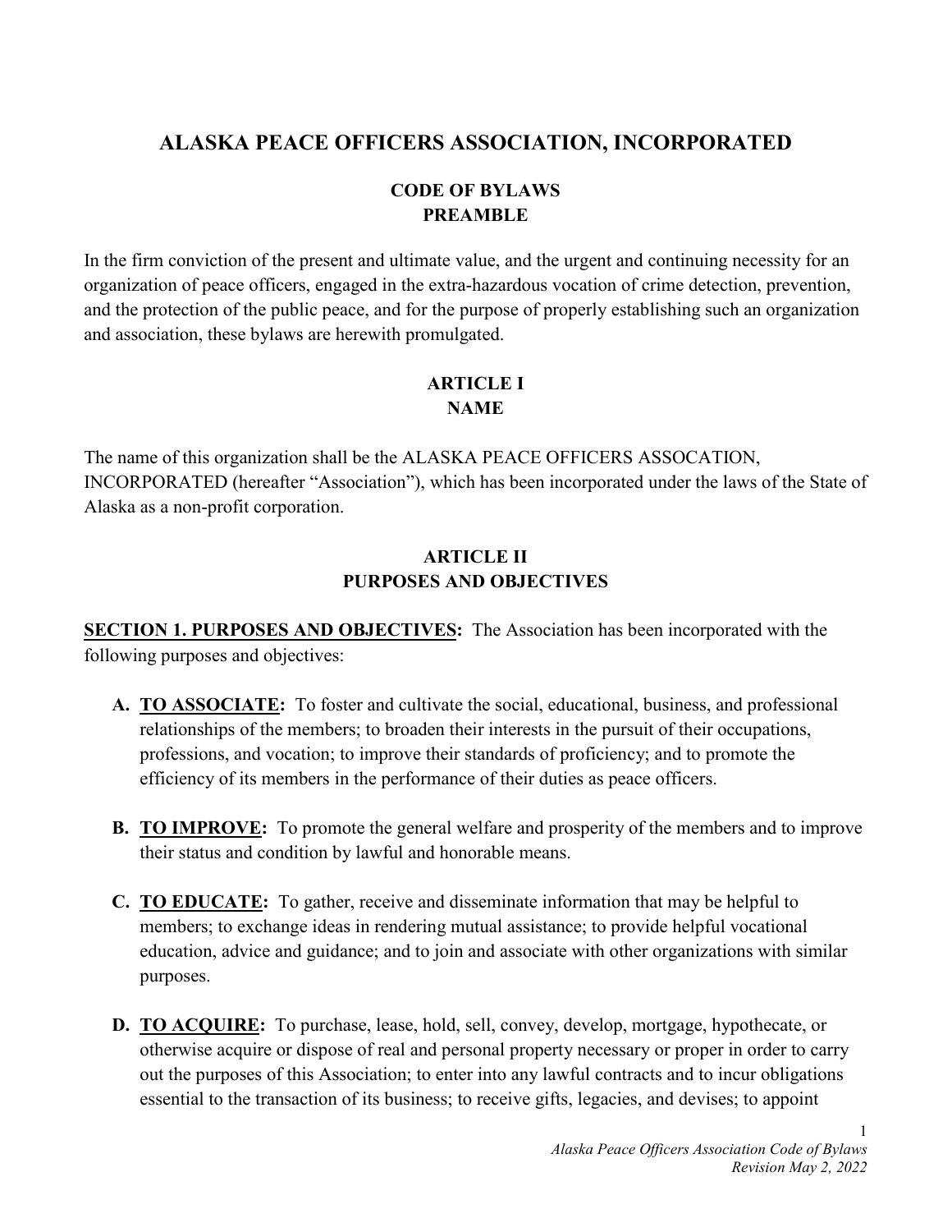# ALASKA PEACE OFFICERS ASSOCIATION, INCORPORATED

## CODE OF BYLAWS
## PREAMBLE

In the firm conviction of the present and ultimate value, and the urgent and continuing necessity for an organization of peace officers, engaged in the extra-hazardous vocation of crime detection, prevention, and the protection of the public peace, and for the purpose of properly establishing such an organization and association, these bylaws are herewith promulgated.

## ARTICLE I
## NAME

The name of this organization shall be the ALASKA PEACE OFFICERS ASSOCATION, INCORPORATED (hereafter "Association"), which has been incorporated under the laws of the State of Alaska as a non-profit corporation.

## ARTICLE II
## PURPOSES AND OBJECTIVES

**SECTION 1. PURPOSES AND OBJECTIVES:** The Association has been incorporated with the following purposes and objectives:

**A. TO ASSOCIATE:** To foster and cultivate the social, educational, business, and professional relationships of the members; to broaden their interests in the pursuit of their occupations, professions, and vocation; to improve their standards of proficiency; and to promote the efficiency of its members in the performance of their duties as peace officers.

**B. TO IMPROVE:** To promote the general welfare and prosperity of the members and to improve their status and condition by lawful and honorable means.

**C. TO EDUCATE:** To gather, receive and disseminate information that may be helpful to members; to exchange ideas in rendering mutual assistance; to provide helpful vocational education, advice and guidance; and to join and associate with other organizations with similar purposes.

**D. TO ACQUIRE:** To purchase, lease, hold, sell, convey, develop, mortgage, hypothecate, or otherwise acquire or dispose of real and personal property necessary or proper in order to carry out the purposes of this Association; to enter into any lawful contracts and to incur obligations essential to the transaction of its business; to receive gifts, legacies, and devises; to appoint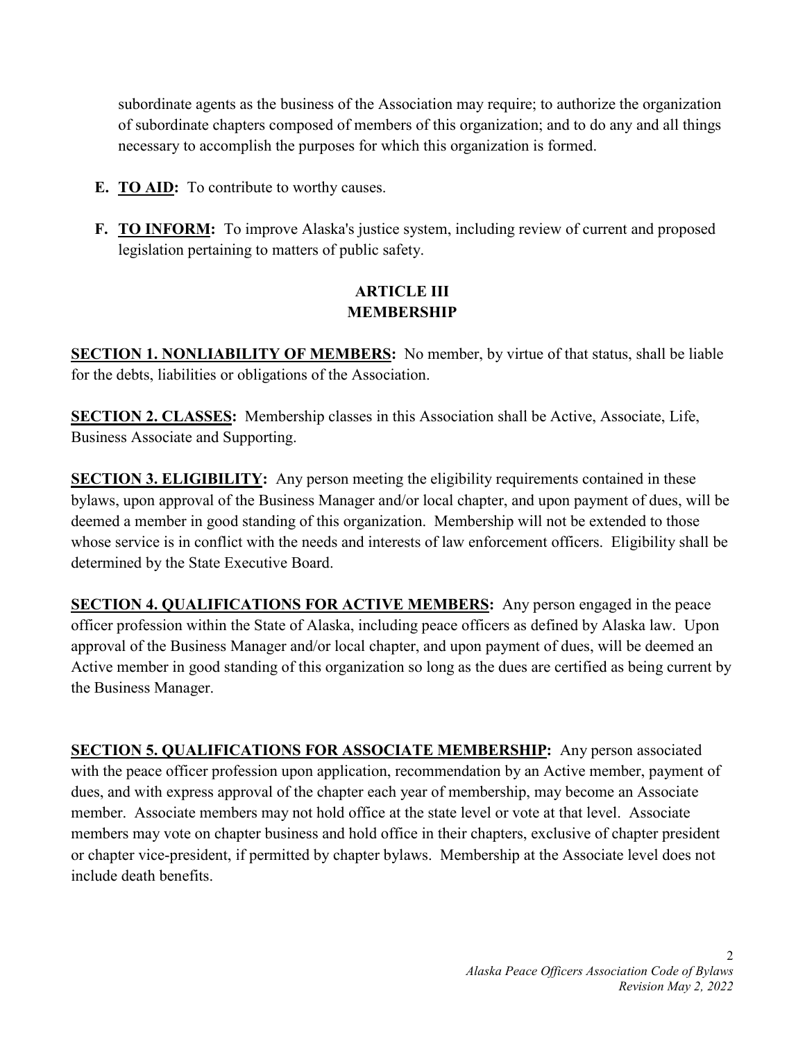subordinate agents as the business of the Association may require; to authorize the organization of subordinate chapters composed of members of this organization; and to do any and all things necessary to accomplish the purposes for which this organization is formed.

**E. TO AID:** To contribute to worthy causes.

**F. TO INFORM:** To improve Alaska's justice system, including review of current and proposed legislation pertaining to matters of public safety.

## ARTICLE III
## MEMBERSHIP

**SECTION 1. NONLIABILITY OF MEMBERS:** No member, by virtue of that status, shall be liable for the debts, liabilities or obligations of the Association.

**SECTION 2. CLASSES:** Membership classes in this Association shall be Active, Associate, Life, Business Associate and Supporting.

**SECTION 3. ELIGIBILITY:** Any person meeting the eligibility requirements contained in these bylaws, upon approval of the Business Manager and/or local chapter, and upon payment of dues, will be deemed a member in good standing of this organization. Membership will not be extended to those whose service is in conflict with the needs and interests of law enforcement officers. Eligibility shall be determined by the State Executive Board.

**SECTION 4. QUALIFICATIONS FOR ACTIVE MEMBERS:** Any person engaged in the peace officer profession within the State of Alaska, including peace officers as defined by Alaska law. Upon approval of the Business Manager and/or local chapter, and upon payment of dues, will be deemed an Active member in good standing of this organization so long as the dues are certified as being current by the Business Manager.

**SECTION 5. QUALIFICATIONS FOR ASSOCIATE MEMBERSHIP:** Any person associated with the peace officer profession upon application, recommendation by an Active member, payment of dues, and with express approval of the chapter each year of membership, may become an Associate member. Associate members may not hold office at the state level or vote at that level. Associate members may vote on chapter business and hold office in their chapters, exclusive of chapter president or chapter vice-president, if permitted by chapter bylaws. Membership at the Associate level does not include death benefits.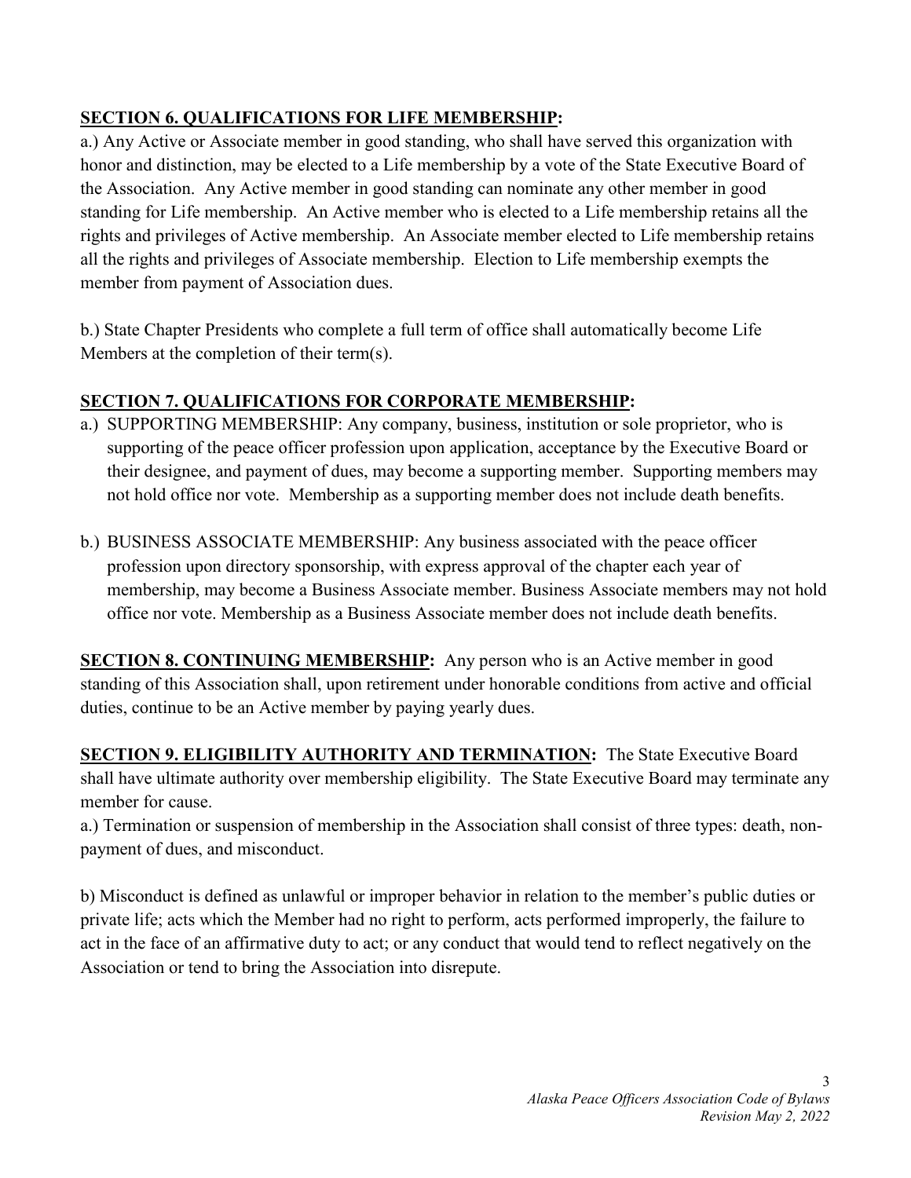**<u>SECTION 6. QUALIFICATIONS FOR LIFE MEMBERSHIP</u>:**

a.) Any Active or Associate member in good standing, who shall have served this organization with honor and distinction, may be elected to a Life membership by a vote of the State Executive Board of the Association. Any Active member in good standing can nominate any other member in good standing for Life membership. An Active member who is elected to a Life membership retains all the rights and privileges of Active membership. An Associate member elected to Life membership retains all the rights and privileges of Associate membership. Election to Life membership exempts the member from payment of Association dues.

b.) State Chapter Presidents who complete a full term of office shall automatically become Life Members at the completion of their term(s).

**<u>SECTION 7. QUALIFICATIONS FOR CORPORATE MEMBERSHIP</u>:**

a.) SUPPORTING MEMBERSHIP: Any company, business, institution or sole proprietor, who is supporting of the peace officer profession upon application, acceptance by the Executive Board or their designee, and payment of dues, may become a supporting member. Supporting members may not hold office nor vote. Membership as a supporting member does not include death benefits.

b.) BUSINESS ASSOCIATE MEMBERSHIP: Any business associated with the peace officer profession upon directory sponsorship, with express approval of the chapter each year of membership, may become a Business Associate member. Business Associate members may not hold office nor vote. Membership as a Business Associate member does not include death benefits.

**<u>SECTION 8. CONTINUING MEMBERSHIP</u>:** Any person who is an Active member in good standing of this Association shall, upon retirement under honorable conditions from active and official duties, continue to be an Active member by paying yearly dues.

**<u>SECTION 9. ELIGIBILITY AUTHORITY AND TERMINATION</u>:** The State Executive Board shall have ultimate authority over membership eligibility. The State Executive Board may terminate any member for cause.

a.) Termination or suspension of membership in the Association shall consist of three types: death, non-payment of dues, and misconduct.

b) Misconduct is defined as unlawful or improper behavior in relation to the member's public duties or private life; acts which the Member had no right to perform, acts performed improperly, the failure to act in the face of an affirmative duty to act; or any conduct that would tend to reflect negatively on the Association or tend to bring the Association into disrepute.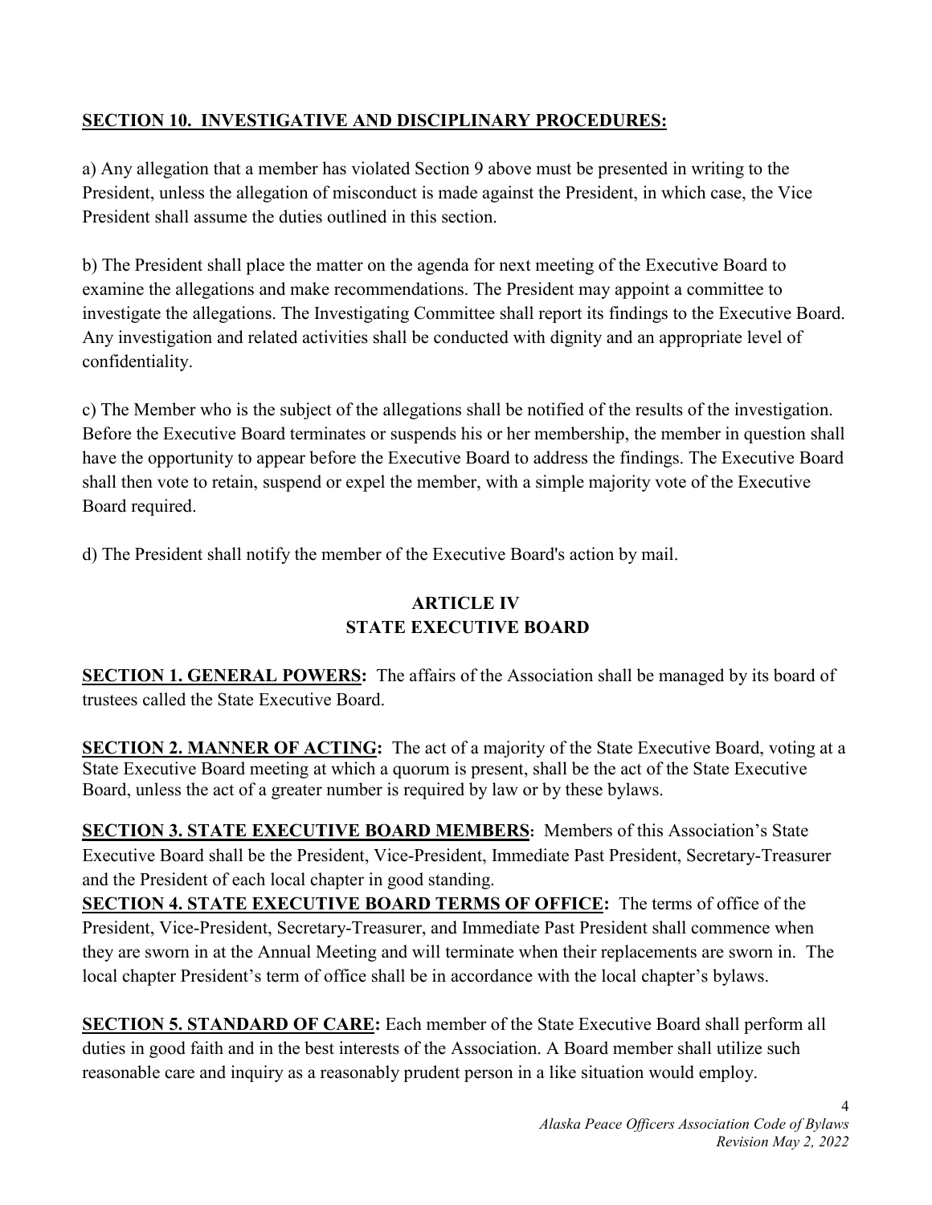**SECTION 10. INVESTIGATIVE AND DISCIPLINARY PROCEDURES:**

a) Any allegation that a member has violated Section 9 above must be presented in writing to the President, unless the allegation of misconduct is made against the President, in which case, the Vice President shall assume the duties outlined in this section.

b) The President shall place the matter on the agenda for next meeting of the Executive Board to examine the allegations and make recommendations. The President may appoint a committee to investigate the allegations. The Investigating Committee shall report its findings to the Executive Board. Any investigation and related activities shall be conducted with dignity and an appropriate level of confidentiality.

c) The Member who is the subject of the allegations shall be notified of the results of the investigation. Before the Executive Board terminates or suspends his or her membership, the member in question shall have the opportunity to appear before the Executive Board to address the findings. The Executive Board shall then vote to retain, suspend or expel the member, with a simple majority vote of the Executive Board required.

d) The President shall notify the member of the Executive Board's action by mail.

## ARTICLE IV
## STATE EXECUTIVE BOARD

**SECTION 1. GENERAL POWERS:** The affairs of the Association shall be managed by its board of trustees called the State Executive Board.

**SECTION 2. MANNER OF ACTING:** The act of a majority of the State Executive Board, voting at a State Executive Board meeting at which a quorum is present, shall be the act of the State Executive Board, unless the act of a greater number is required by law or by these bylaws.

**SECTION 3. STATE EXECUTIVE BOARD MEMBERS:** Members of this Association's State Executive Board shall be the President, Vice-President, Immediate Past President, Secretary-Treasurer and the President of each local chapter in good standing.

**SECTION 4. STATE EXECUTIVE BOARD TERMS OF OFFICE:** The terms of office of the President, Vice-President, Secretary-Treasurer, and Immediate Past President shall commence when they are sworn in at the Annual Meeting and will terminate when their replacements are sworn in. The local chapter President's term of office shall be in accordance with the local chapter's bylaws.

**SECTION 5. STANDARD OF CARE:** Each member of the State Executive Board shall perform all duties in good faith and in the best interests of the Association. A Board member shall utilize such reasonable care and inquiry as a reasonably prudent person in a like situation would employ.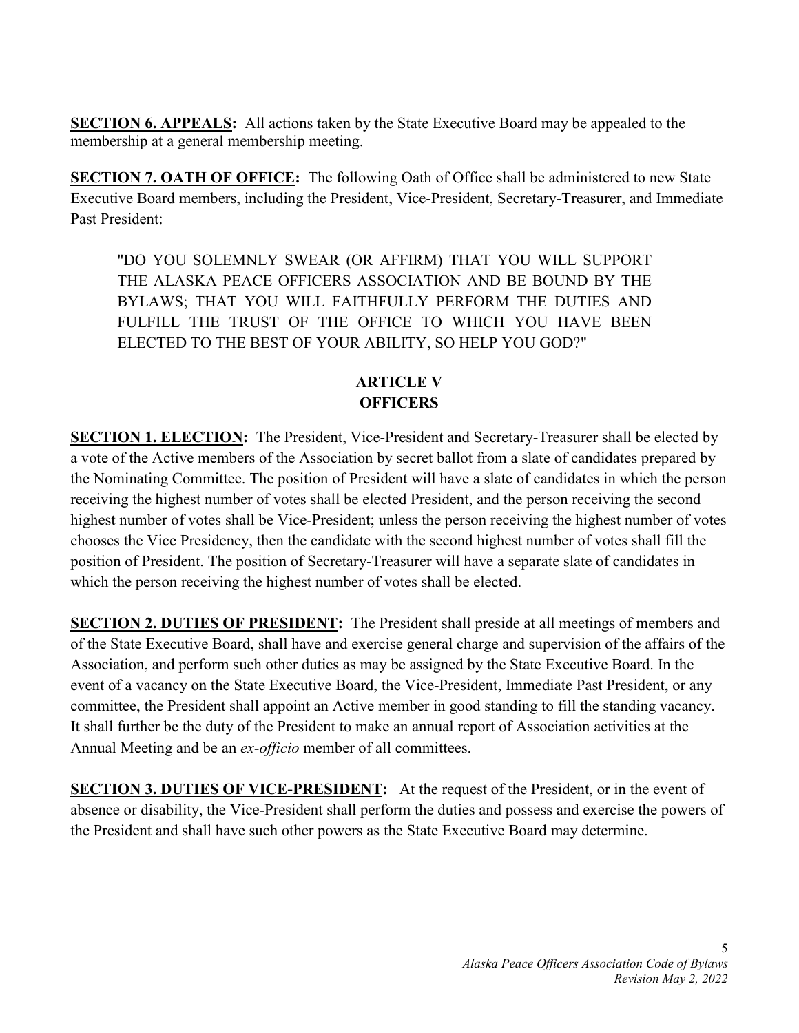**<u>SECTION 6. APPEALS</u>:** All actions taken by the State Executive Board may be appealed to the membership at a general membership meeting.

**<u>SECTION 7. OATH OF OFFICE</u>:** The following Oath of Office shall be administered to new State Executive Board members, including the President, Vice-President, Secretary-Treasurer, and Immediate Past President:

> "DO YOU SOLEMNLY SWEAR (OR AFFIRM) THAT YOU WILL SUPPORT THE ALASKA PEACE OFFICERS ASSOCIATION AND BE BOUND BY THE BYLAWS; THAT YOU WILL FAITHFULLY PERFORM THE DUTIES AND FULFILL THE TRUST OF THE OFFICE TO WHICH YOU HAVE BEEN ELECTED TO THE BEST OF YOUR ABILITY, SO HELP YOU GOD?"

## ARTICLE V
## OFFICERS

**<u>SECTION 1. ELECTION</u>:** The President, Vice-President and Secretary-Treasurer shall be elected by a vote of the Active members of the Association by secret ballot from a slate of candidates prepared by the Nominating Committee. The position of President will have a slate of candidates in which the person receiving the highest number of votes shall be elected President, and the person receiving the second highest number of votes shall be Vice-President; unless the person receiving the highest number of votes chooses the Vice Presidency, then the candidate with the second highest number of votes shall fill the position of President. The position of Secretary-Treasurer will have a separate slate of candidates in which the person receiving the highest number of votes shall be elected.

**<u>SECTION 2. DUTIES OF PRESIDENT</u>:** The President shall preside at all meetings of members and of the State Executive Board, shall have and exercise general charge and supervision of the affairs of the Association, and perform such other duties as may be assigned by the State Executive Board. In the event of a vacancy on the State Executive Board, the Vice-President, Immediate Past President, or any committee, the President shall appoint an Active member in good standing to fill the standing vacancy. It shall further be the duty of the President to make an annual report of Association activities at the Annual Meeting and be an *ex-officio* member of all committees.

**<u>SECTION 3. DUTIES OF VICE-PRESIDENT</u>:** At the request of the President, or in the event of absence or disability, the Vice-President shall perform the duties and possess and exercise the powers of the President and shall have such other powers as the State Executive Board may determine.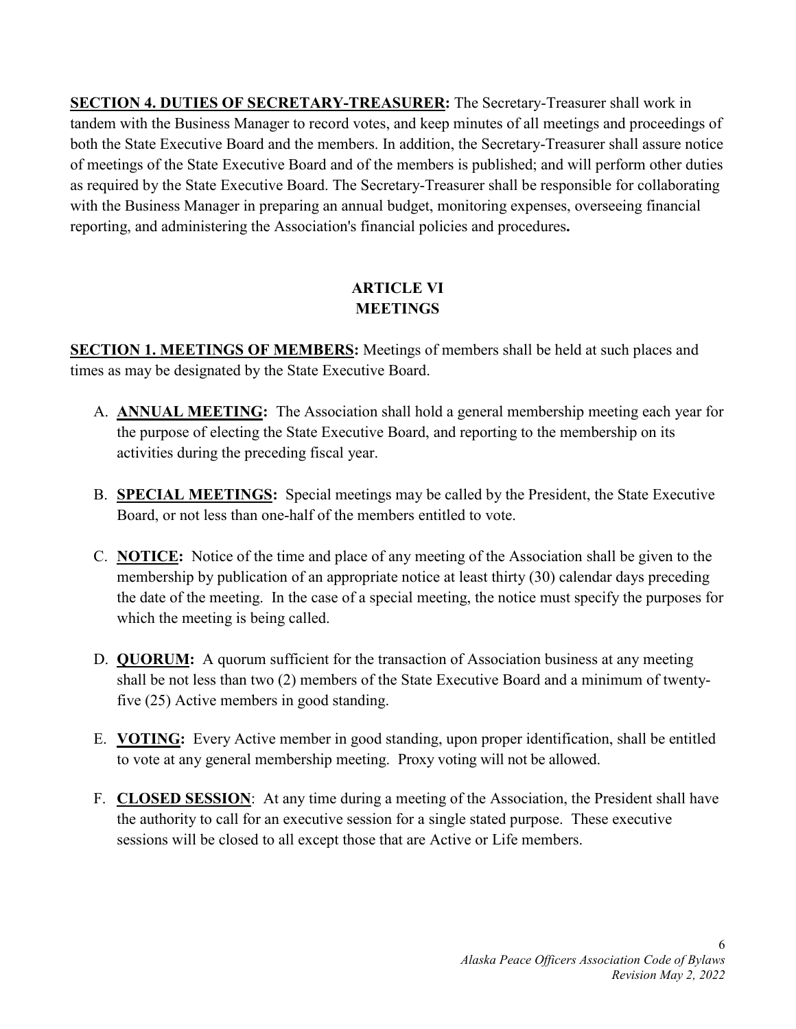**SECTION 4. DUTIES OF SECRETARY-TREASURER:** The Secretary-Treasurer shall work in tandem with the Business Manager to record votes, and keep minutes of all meetings and proceedings of both the State Executive Board and the members. In addition, the Secretary-Treasurer shall assure notice of meetings of the State Executive Board and of the members is published; and will perform other duties as required by the State Executive Board. The Secretary-Treasurer shall be responsible for collaborating with the Business Manager in preparing an annual budget, monitoring expenses, overseeing financial reporting, and administering the Association's financial policies and procedures**.**

## ARTICLE VI
## MEETINGS

**SECTION 1. MEETINGS OF MEMBERS:** Meetings of members shall be held at such places and times as may be designated by the State Executive Board.

A. **ANNUAL MEETING:** The Association shall hold a general membership meeting each year for the purpose of electing the State Executive Board, and reporting to the membership on its activities during the preceding fiscal year.

B. **SPECIAL MEETINGS:** Special meetings may be called by the President, the State Executive Board, or not less than one-half of the members entitled to vote.

C. **NOTICE:** Notice of the time and place of any meeting of the Association shall be given to the membership by publication of an appropriate notice at least thirty (30) calendar days preceding the date of the meeting. In the case of a special meeting, the notice must specify the purposes for which the meeting is being called.

D. **QUORUM:** A quorum sufficient for the transaction of Association business at any meeting shall be not less than two (2) members of the State Executive Board and a minimum of twenty-five (25) Active members in good standing.

E. **VOTING:** Every Active member in good standing, upon proper identification, shall be entitled to vote at any general membership meeting. Proxy voting will not be allowed.

F. **CLOSED SESSION**: At any time during a meeting of the Association, the President shall have the authority to call for an executive session for a single stated purpose. These executive sessions will be closed to all except those that are Active or Life members.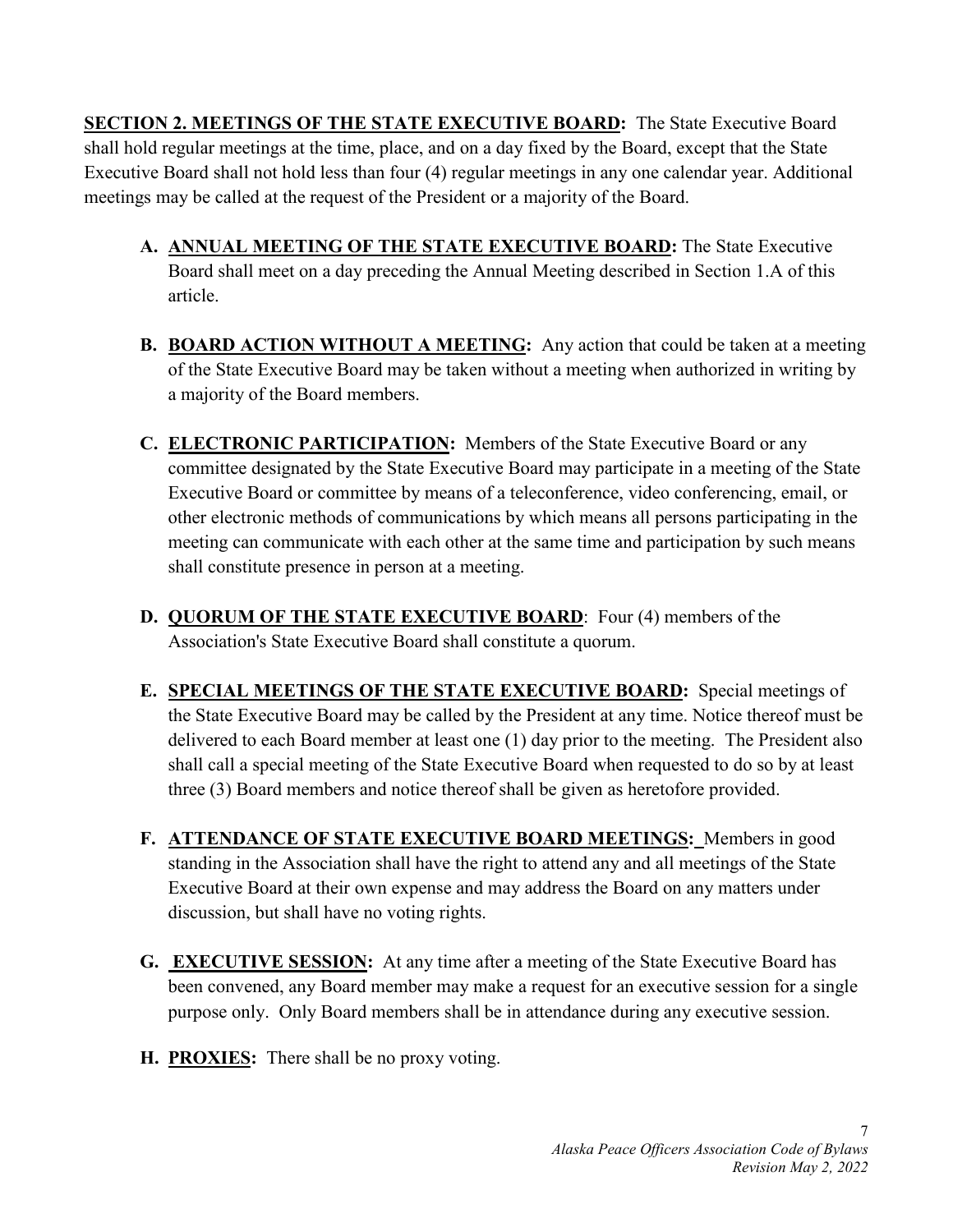**SECTION 2. MEETINGS OF THE STATE EXECUTIVE BOARD:** The State Executive Board shall hold regular meetings at the time, place, and on a day fixed by the Board, except that the State Executive Board shall not hold less than four (4) regular meetings in any one calendar year. Additional meetings may be called at the request of the President or a majority of the Board.

**A. ANNUAL MEETING OF THE STATE EXECUTIVE BOARD:** The State Executive Board shall meet on a day preceding the Annual Meeting described in Section 1.A of this article.

**B. BOARD ACTION WITHOUT A MEETING:** Any action that could be taken at a meeting of the State Executive Board may be taken without a meeting when authorized in writing by a majority of the Board members.

**C. ELECTRONIC PARTICIPATION:** Members of the State Executive Board or any committee designated by the State Executive Board may participate in a meeting of the State Executive Board or committee by means of a teleconference, video conferencing, email, or other electronic methods of communications by which means all persons participating in the meeting can communicate with each other at the same time and participation by such means shall constitute presence in person at a meeting.

**D. QUORUM OF THE STATE EXECUTIVE BOARD**: Four (4) members of the Association's State Executive Board shall constitute a quorum.

**E. SPECIAL MEETINGS OF THE STATE EXECUTIVE BOARD:** Special meetings of the State Executive Board may be called by the President at any time. Notice thereof must be delivered to each Board member at least one (1) day prior to the meeting. The President also shall call a special meeting of the State Executive Board when requested to do so by at least three (3) Board members and notice thereof shall be given as heretofore provided.

**F. ATTENDANCE OF STATE EXECUTIVE BOARD MEETINGS:** Members in good standing in the Association shall have the right to attend any and all meetings of the State Executive Board at their own expense and may address the Board on any matters under discussion, but shall have no voting rights.

**G. EXECUTIVE SESSION:** At any time after a meeting of the State Executive Board has been convened, any Board member may make a request for an executive session for a single purpose only. Only Board members shall be in attendance during any executive session.

**H. PROXIES:** There shall be no proxy voting.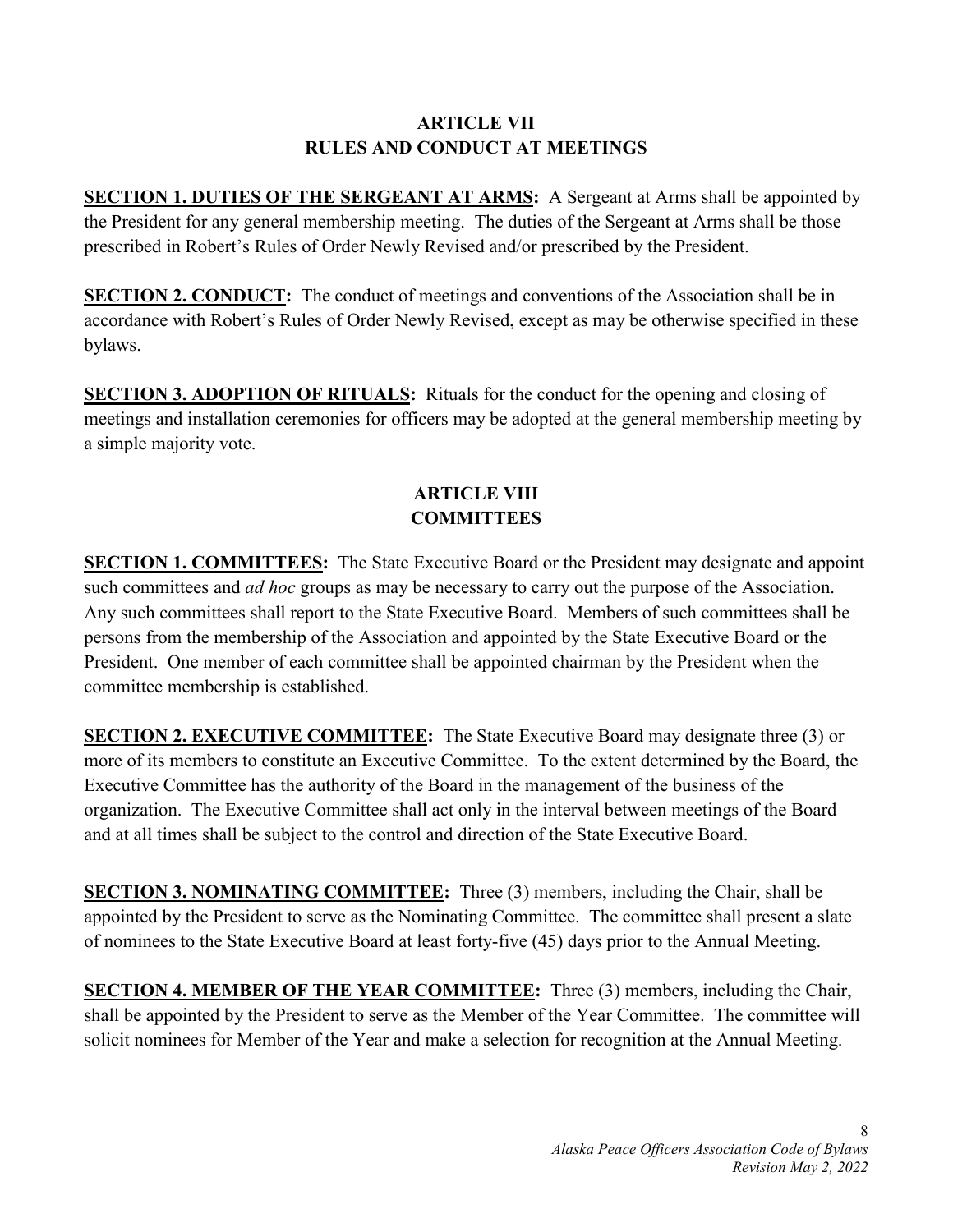## ARTICLE VII
## RULES AND CONDUCT AT MEETINGS

**SECTION 1. DUTIES OF THE SERGEANT AT ARMS:** A Sergeant at Arms shall be appointed by the President for any general membership meeting. The duties of the Sergeant at Arms shall be those prescribed in Robert's Rules of Order Newly Revised and/or prescribed by the President.

**SECTION 2. CONDUCT:** The conduct of meetings and conventions of the Association shall be in accordance with Robert's Rules of Order Newly Revised, except as may be otherwise specified in these bylaws.

**SECTION 3. ADOPTION OF RITUALS:** Rituals for the conduct for the opening and closing of meetings and installation ceremonies for officers may be adopted at the general membership meeting by a simple majority vote.

## ARTICLE VIII
## COMMITTEES

**SECTION 1. COMMITTEES:** The State Executive Board or the President may designate and appoint such committees and *ad hoc* groups as may be necessary to carry out the purpose of the Association. Any such committees shall report to the State Executive Board. Members of such committees shall be persons from the membership of the Association and appointed by the State Executive Board or the President. One member of each committee shall be appointed chairman by the President when the committee membership is established.

**SECTION 2. EXECUTIVE COMMITTEE:** The State Executive Board may designate three (3) or more of its members to constitute an Executive Committee. To the extent determined by the Board, the Executive Committee has the authority of the Board in the management of the business of the organization. The Executive Committee shall act only in the interval between meetings of the Board and at all times shall be subject to the control and direction of the State Executive Board.

**SECTION 3. NOMINATING COMMITTEE:** Three (3) members, including the Chair, shall be appointed by the President to serve as the Nominating Committee. The committee shall present a slate of nominees to the State Executive Board at least forty-five (45) days prior to the Annual Meeting.

**SECTION 4. MEMBER OF THE YEAR COMMITTEE:** Three (3) members, including the Chair, shall be appointed by the President to serve as the Member of the Year Committee. The committee will solicit nominees for Member of the Year and make a selection for recognition at the Annual Meeting.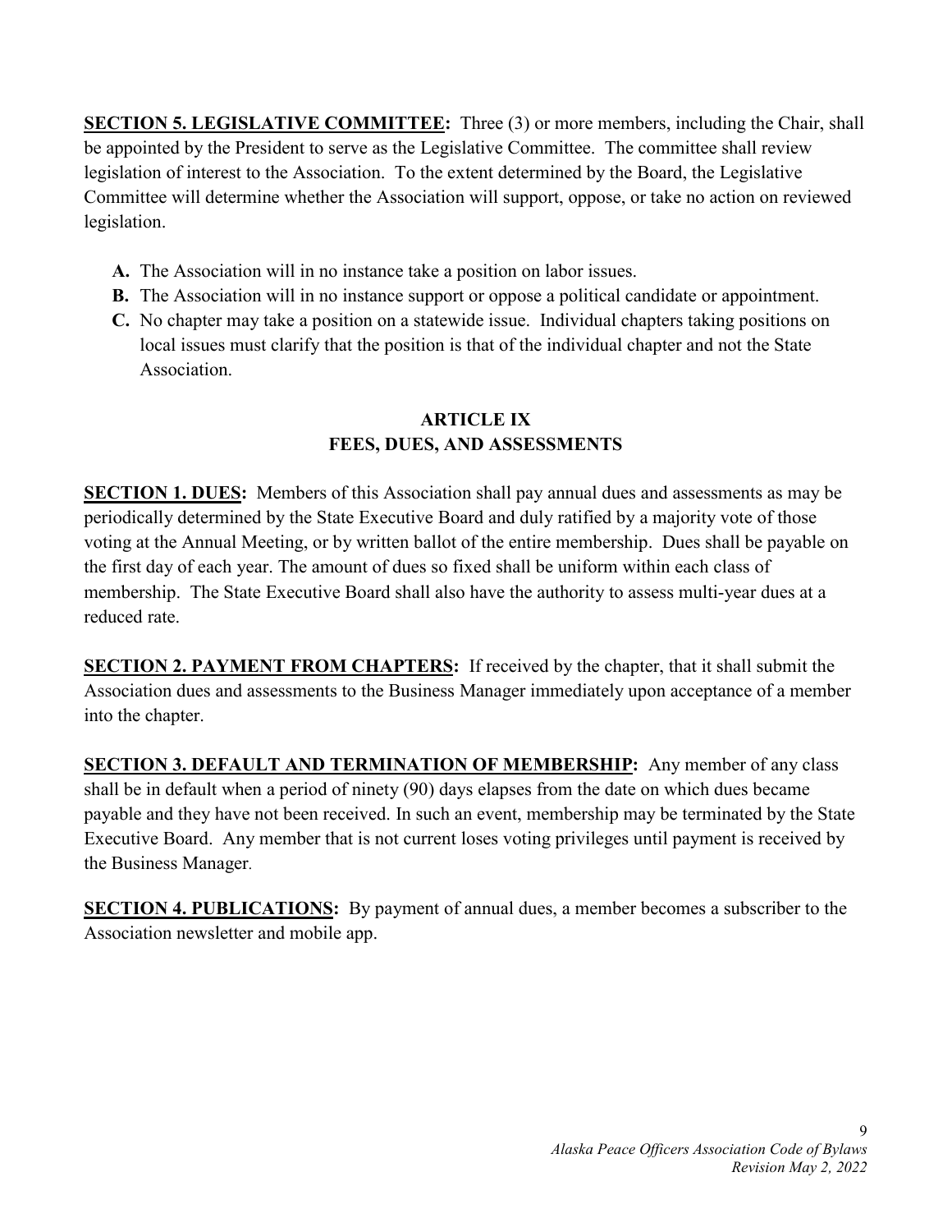**SECTION 5. LEGISLATIVE COMMITTEE:** Three (3) or more members, including the Chair, shall be appointed by the President to serve as the Legislative Committee. The committee shall review legislation of interest to the Association. To the extent determined by the Board, the Legislative Committee will determine whether the Association will support, oppose, or take no action on reviewed legislation.

- **A.** The Association will in no instance take a position on labor issues.
- **B.** The Association will in no instance support or oppose a political candidate or appointment.
- **C.** No chapter may take a position on a statewide issue. Individual chapters taking positions on local issues must clarify that the position is that of the individual chapter and not the State Association.

## ARTICLE IX
## FEES, DUES, AND ASSESSMENTS

**SECTION 1. DUES:** Members of this Association shall pay annual dues and assessments as may be periodically determined by the State Executive Board and duly ratified by a majority vote of those voting at the Annual Meeting, or by written ballot of the entire membership. Dues shall be payable on the first day of each year. The amount of dues so fixed shall be uniform within each class of membership. The State Executive Board shall also have the authority to assess multi-year dues at a reduced rate.

**SECTION 2. PAYMENT FROM CHAPTERS:** If received by the chapter, that it shall submit the Association dues and assessments to the Business Manager immediately upon acceptance of a member into the chapter.

**SECTION 3. DEFAULT AND TERMINATION OF MEMBERSHIP:** Any member of any class shall be in default when a period of ninety (90) days elapses from the date on which dues became payable and they have not been received. In such an event, membership may be terminated by the State Executive Board. Any member that is not current loses voting privileges until payment is received by the Business Manager.

**SECTION 4. PUBLICATIONS:** By payment of annual dues, a member becomes a subscriber to the Association newsletter and mobile app.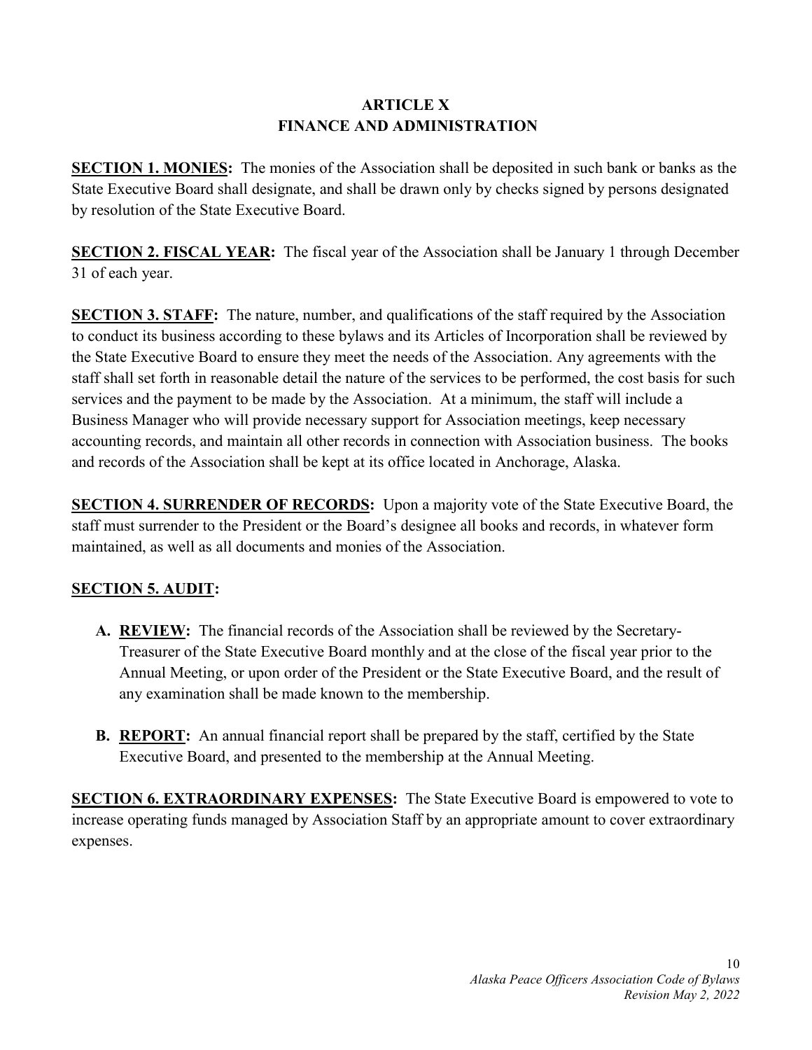# ARTICLE X
# FINANCE AND ADMINISTRATION

**SECTION 1. MONIES:** The monies of the Association shall be deposited in such bank or banks as the State Executive Board shall designate, and shall be drawn only by checks signed by persons designated by resolution of the State Executive Board.

**SECTION 2. FISCAL YEAR:** The fiscal year of the Association shall be January 1 through December 31 of each year.

**SECTION 3. STAFF:** The nature, number, and qualifications of the staff required by the Association to conduct its business according to these bylaws and its Articles of Incorporation shall be reviewed by the State Executive Board to ensure they meet the needs of the Association. Any agreements with the staff shall set forth in reasonable detail the nature of the services to be performed, the cost basis for such services and the payment to be made by the Association. At a minimum, the staff will include a Business Manager who will provide necessary support for Association meetings, keep necessary accounting records, and maintain all other records in connection with Association business. The books and records of the Association shall be kept at its office located in Anchorage, Alaska.

**SECTION 4. SURRENDER OF RECORDS:** Upon a majority vote of the State Executive Board, the staff must surrender to the President or the Board's designee all books and records, in whatever form maintained, as well as all documents and monies of the Association.

**SECTION 5. AUDIT:**

- **A. REVIEW:** The financial records of the Association shall be reviewed by the Secretary-Treasurer of the State Executive Board monthly and at the close of the fiscal year prior to the Annual Meeting, or upon order of the President or the State Executive Board, and the result of any examination shall be made known to the membership.

- **B. REPORT:** An annual financial report shall be prepared by the staff, certified by the State Executive Board, and presented to the membership at the Annual Meeting.

**SECTION 6. EXTRAORDINARY EXPENSES:** The State Executive Board is empowered to vote to increase operating funds managed by Association Staff by an appropriate amount to cover extraordinary expenses.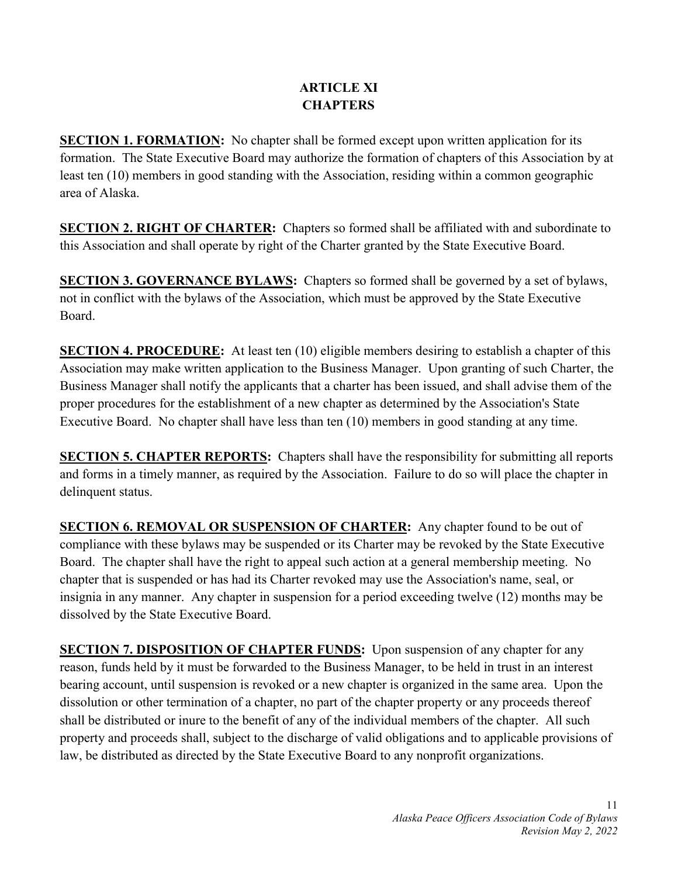# ARTICLE XI
# CHAPTERS

**SECTION 1. FORMATION:** No chapter shall be formed except upon written application for its formation. The State Executive Board may authorize the formation of chapters of this Association by at least ten (10) members in good standing with the Association, residing within a common geographic area of Alaska.

**SECTION 2. RIGHT OF CHARTER:** Chapters so formed shall be affiliated with and subordinate to this Association and shall operate by right of the Charter granted by the State Executive Board.

**SECTION 3. GOVERNANCE BYLAWS:** Chapters so formed shall be governed by a set of bylaws, not in conflict with the bylaws of the Association, which must be approved by the State Executive Board.

**SECTION 4. PROCEDURE:** At least ten (10) eligible members desiring to establish a chapter of this Association may make written application to the Business Manager. Upon granting of such Charter, the Business Manager shall notify the applicants that a charter has been issued, and shall advise them of the proper procedures for the establishment of a new chapter as determined by the Association's State Executive Board. No chapter shall have less than ten (10) members in good standing at any time.

**SECTION 5. CHAPTER REPORTS:** Chapters shall have the responsibility for submitting all reports and forms in a timely manner, as required by the Association. Failure to do so will place the chapter in delinquent status.

**SECTION 6. REMOVAL OR SUSPENSION OF CHARTER:** Any chapter found to be out of compliance with these bylaws may be suspended or its Charter may be revoked by the State Executive Board. The chapter shall have the right to appeal such action at a general membership meeting. No chapter that is suspended or has had its Charter revoked may use the Association's name, seal, or insignia in any manner. Any chapter in suspension for a period exceeding twelve (12) months may be dissolved by the State Executive Board.

**SECTION 7. DISPOSITION OF CHAPTER FUNDS:** Upon suspension of any chapter for any reason, funds held by it must be forwarded to the Business Manager, to be held in trust in an interest bearing account, until suspension is revoked or a new chapter is organized in the same area. Upon the dissolution or other termination of a chapter, no part of the chapter property or any proceeds thereof shall be distributed or inure to the benefit of any of the individual members of the chapter. All such property and proceeds shall, subject to the discharge of valid obligations and to applicable provisions of law, be distributed as directed by the State Executive Board to any nonprofit organizations.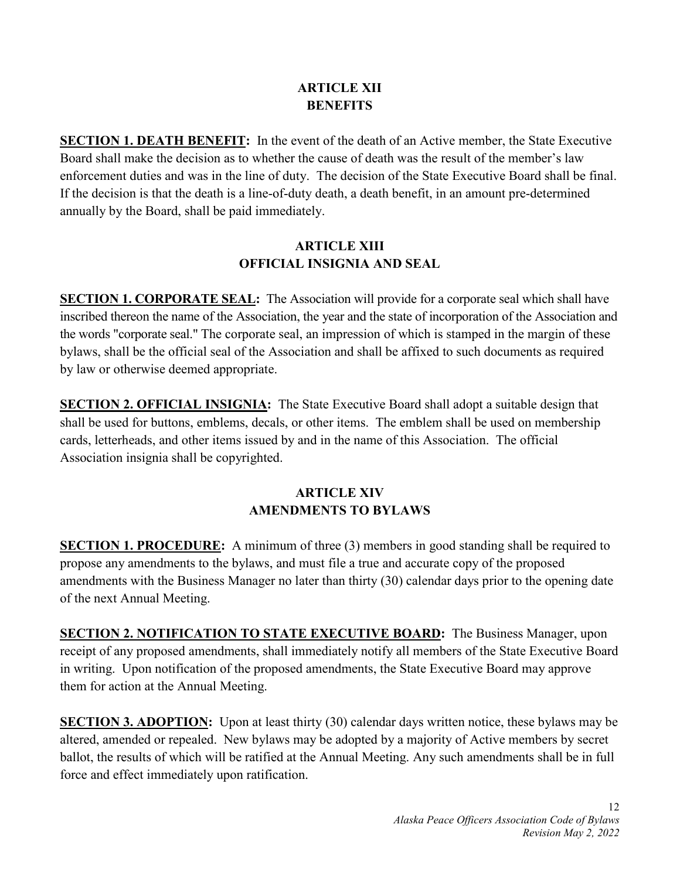## ARTICLE XII
## BENEFITS

**SECTION 1. DEATH BENEFIT:** In the event of the death of an Active member, the State Executive Board shall make the decision as to whether the cause of death was the result of the member's law enforcement duties and was in the line of duty. The decision of the State Executive Board shall be final. If the decision is that the death is a line-of-duty death, a death benefit, in an amount pre-determined annually by the Board, shall be paid immediately.

## ARTICLE XIII
## OFFICIAL INSIGNIA AND SEAL

**SECTION 1. CORPORATE SEAL:** The Association will provide for a corporate seal which shall have inscribed thereon the name of the Association, the year and the state of incorporation of the Association and the words "corporate seal." The corporate seal, an impression of which is stamped in the margin of these bylaws, shall be the official seal of the Association and shall be affixed to such documents as required by law or otherwise deemed appropriate.

**SECTION 2. OFFICIAL INSIGNIA:** The State Executive Board shall adopt a suitable design that shall be used for buttons, emblems, decals, or other items. The emblem shall be used on membership cards, letterheads, and other items issued by and in the name of this Association. The official Association insignia shall be copyrighted.

## ARTICLE XIV
## AMENDMENTS TO BYLAWS

**SECTION 1. PROCEDURE:** A minimum of three (3) members in good standing shall be required to propose any amendments to the bylaws, and must file a true and accurate copy of the proposed amendments with the Business Manager no later than thirty (30) calendar days prior to the opening date of the next Annual Meeting.

**SECTION 2. NOTIFICATION TO STATE EXECUTIVE BOARD:** The Business Manager, upon receipt of any proposed amendments, shall immediately notify all members of the State Executive Board in writing. Upon notification of the proposed amendments, the State Executive Board may approve them for action at the Annual Meeting.

**SECTION 3. ADOPTION:** Upon at least thirty (30) calendar days written notice, these bylaws may be altered, amended or repealed. New bylaws may be adopted by a majority of Active members by secret ballot, the results of which will be ratified at the Annual Meeting. Any such amendments shall be in full force and effect immediately upon ratification.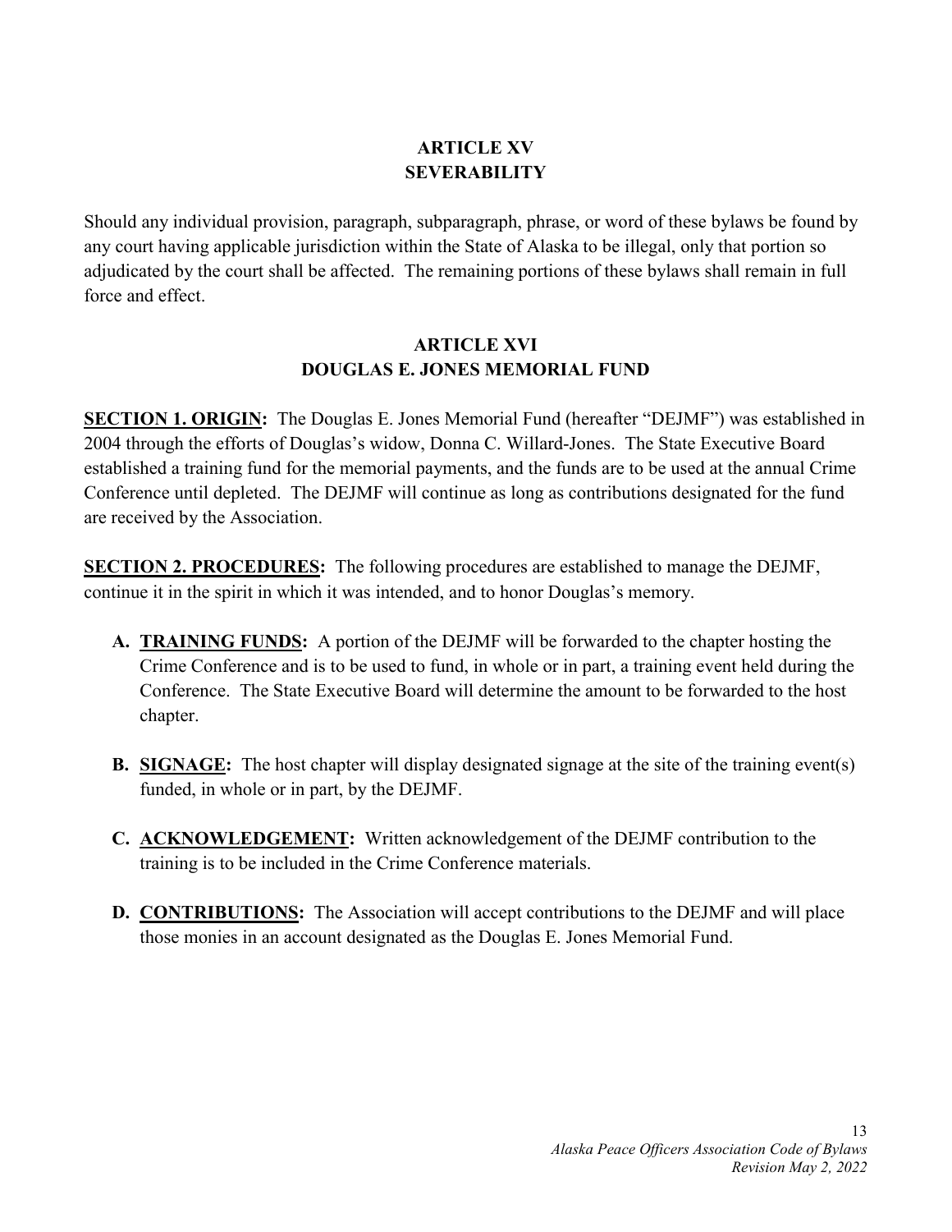## ARTICLE XV
## SEVERABILITY

Should any individual provision, paragraph, subparagraph, phrase, or word of these bylaws be found by any court having applicable jurisdiction within the State of Alaska to be illegal, only that portion so adjudicated by the court shall be affected. The remaining portions of these bylaws shall remain in full force and effect.

## ARTICLE XVI
## DOUGLAS E. JONES MEMORIAL FUND

**SECTION 1. ORIGIN:** The Douglas E. Jones Memorial Fund (hereafter "DEJMF") was established in 2004 through the efforts of Douglas's widow, Donna C. Willard-Jones. The State Executive Board established a training fund for the memorial payments, and the funds are to be used at the annual Crime Conference until depleted. The DEJMF will continue as long as contributions designated for the fund are received by the Association.

**SECTION 2. PROCEDURES:** The following procedures are established to manage the DEJMF, continue it in the spirit in which it was intended, and to honor Douglas's memory.

**A. TRAINING FUNDS:** A portion of the DEJMF will be forwarded to the chapter hosting the Crime Conference and is to be used to fund, in whole or in part, a training event held during the Conference. The State Executive Board will determine the amount to be forwarded to the host chapter.

**B. SIGNAGE:** The host chapter will display designated signage at the site of the training event(s) funded, in whole or in part, by the DEJMF.

**C. ACKNOWLEDGEMENT:** Written acknowledgement of the DEJMF contribution to the training is to be included in the Crime Conference materials.

**D. CONTRIBUTIONS:** The Association will accept contributions to the DEJMF and will place those monies in an account designated as the Douglas E. Jones Memorial Fund.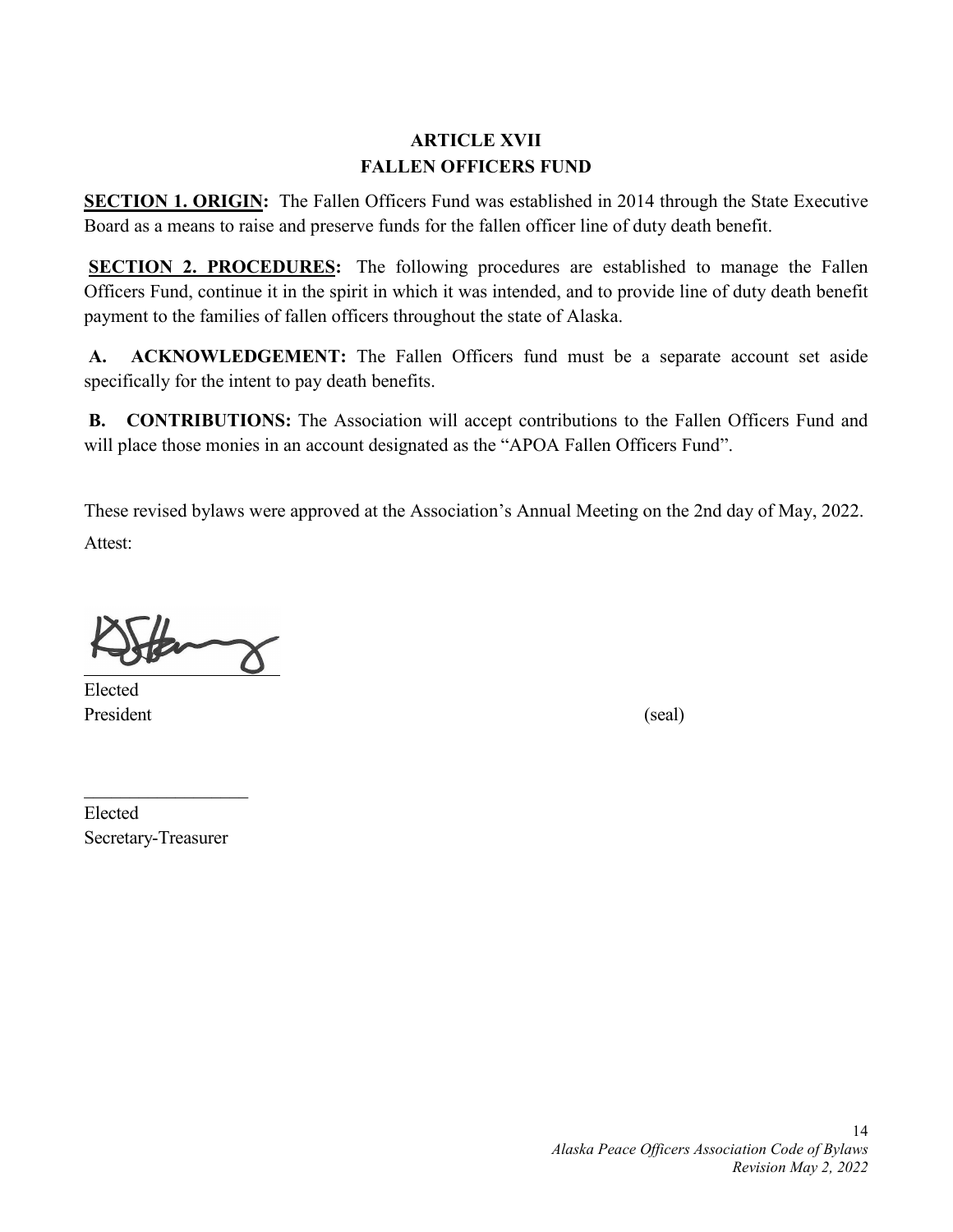## ARTICLE XVII
## FALLEN OFFICERS FUND

**SECTION 1. ORIGIN:** The Fallen Officers Fund was established in 2014 through the State Executive Board as a means to raise and preserve funds for the fallen officer line of duty death benefit.

**SECTION 2. PROCEDURES:** The following procedures are established to manage the Fallen Officers Fund, continue it in the spirit in which it was intended, and to provide line of duty death benefit payment to the families of fallen officers throughout the state of Alaska.

**A. ACKNOWLEDGEMENT:** The Fallen Officers fund must be a separate account set aside specifically for the intent to pay death benefits.

**B. CONTRIBUTIONS:** The Association will accept contributions to the Fallen Officers Fund and will place those monies in an account designated as the "APOA Fallen Officers Fund".

These revised bylaws were approved at the Association's Annual Meeting on the 2nd day of May, 2022.

Attest:

\_\_\_\_\_\_\_\_\_\_\_\_\_\_\_\_\_\_\_\_
Elected
President (seal)

\_\_\_\_\_\_\_\_\_\_\_\_\_\_\_\_\_\_\_\_
Elected
Secretary-Treasurer